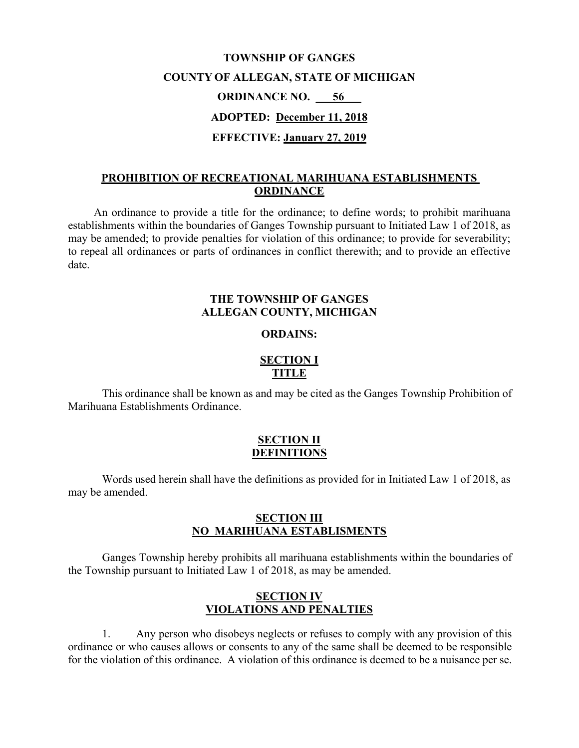**TOWNSHIP OF GANGES**

**COUNTY OF ALLEGAN, STATE OF MICHIGAN**

**ORDINANCE NO. 56**

**ADOPTED: December 11, 2018**

**EFFECTIVE: January 27, 2019**

# PROHIBITION OF RECREATIONAL MARIHUANA ESTABLISHMENTS ORDINANCE

An ordinance to provide a title for the ordinance; to define words; to prohibit marihuana establishments within the boundaries of Ganges Township pursuant to Initiated Law 1 of 2018, as may be amended; to provide penalties for violation of this ordinance; to provide for severability; to repeal all ordinances or parts of ordinances in conflict therewith; and to provide an effective date.

**THE TOWNSHIP OF GANGES**
**ALLEGAN COUNTY, MICHIGAN**

**ORDAINS:**

## SECTION I
## TITLE

This ordinance shall be known as and may be cited as the Ganges Township Prohibition of Marihuana Establishments Ordinance.

## SECTION II
## DEFINITIONS

Words used herein shall have the definitions as provided for in Initiated Law 1 of 2018, as may be amended.

## SECTION III
## NO MARIHUANA ESTABLISMENTS

Ganges Township hereby prohibits all marihuana establishments within the boundaries of the Township pursuant to Initiated Law 1 of 2018, as may be amended.

## SECTION IV
## VIOLATIONS AND PENALTIES

1. Any person who disobeys neglects or refuses to comply with any provision of this ordinance or who causes allows or consents to any of the same shall be deemed to be responsible for the violation of this ordinance. A violation of this ordinance is deemed to be a nuisance per se.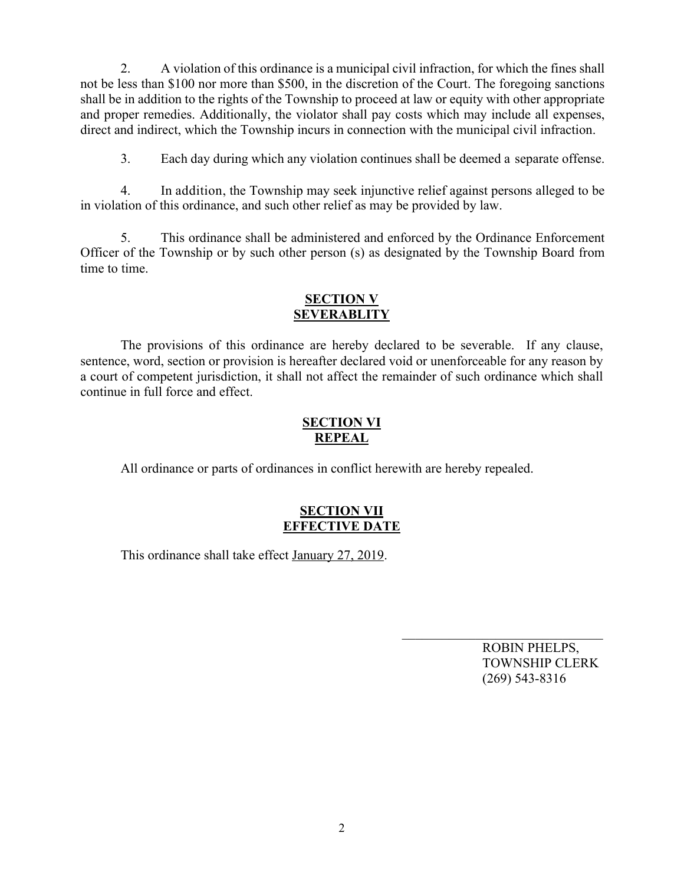2. A violation of this ordinance is a municipal civil infraction, for which the fines shall not be less than $100 nor more than $500, in the discretion of the Court. The foregoing sanctions shall be in addition to the rights of the Township to proceed at law or equity with other appropriate and proper remedies. Additionally, the violator shall pay costs which may include all expenses, direct and indirect, which the Township incurs in connection with the municipal civil infraction.

3. Each day during which any violation continues shall be deemed a separate offense.

4. In addition, the Township may seek injunctive relief against persons alleged to be in violation of this ordinance, and such other relief as may be provided by law.

5. This ordinance shall be administered and enforced by the Ordinance Enforcement Officer of the Township or by such other person (s) as designated by the Township Board from time to time.

## SECTION V
## SEVERABLITY

The provisions of this ordinance are hereby declared to be severable. If any clause, sentence, word, section or provision is hereafter declared void or unenforceable for any reason by a court of competent jurisdiction, it shall not affect the remainder of such ordinance which shall continue in full force and effect.

## SECTION VI
## REPEAL

All ordinance or parts of ordinances in conflict herewith are hereby repealed.

## SECTION VII
## EFFECTIVE DATE

This ordinance shall take effect January 27, 2019.

\_\_\_\_\_\_\_\_\_\_\_\_\_\_\_\_\_\_\_\_\_\_\_\_\_\_\_\_\_\_

ROBIN PHELPS,
TOWNSHIP CLERK
(269) 543-8316